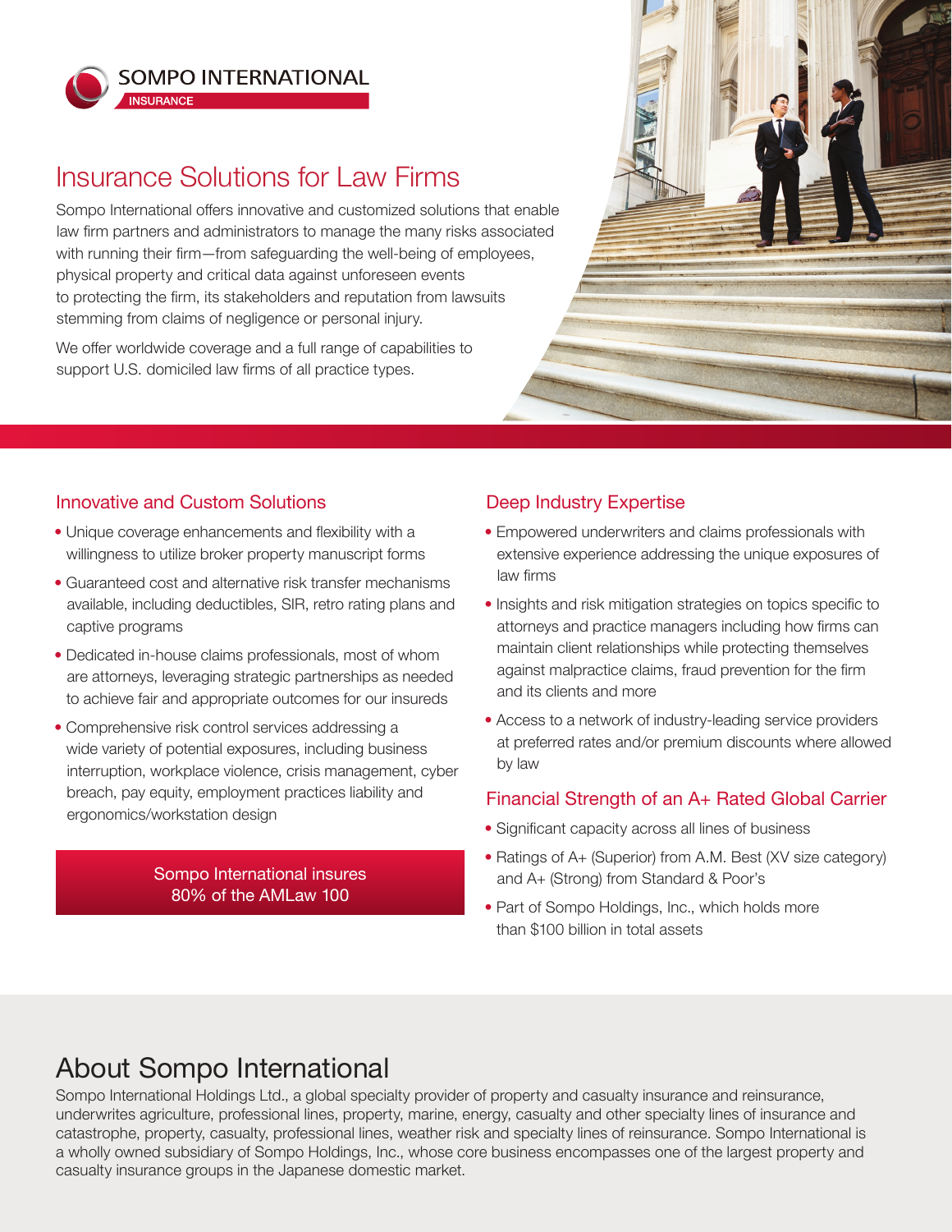SOMPO INTERNATIONAL

INSURANCE

# Insurance Solutions for Law Firms

Sompo International offers innovative and customized solutions that enable law firm partners and administrators to manage the many risks associated with running their firm—from safeguarding the well-being of employees, physical property and critical data against unforeseen events to protecting the firm, its stakeholders and reputation from lawsuits stemming from claims of negligence or personal injury.

We offer worldwide coverage and a full range of capabilities to support U.S. domiciled law firms of all practice types.

## Innovative and Custom Solutions

- Unique coverage enhancements and flexibility with a willingness to utilize broker property manuscript forms
- Guaranteed cost and alternative risk transfer mechanisms available, including deductibles, SIR, retro rating plans and captive programs
- Dedicated in-house claims professionals, most of whom are attorneys, leveraging strategic partnerships as needed to achieve fair and appropriate outcomes for our insureds
- Comprehensive risk control services addressing a wide variety of potential exposures, including business interruption, workplace violence, crisis management, cyber breach, pay equity, employment practices liability and ergonomics/workstation design

Sompo International insures 80% of the AMLaw 100

## Deep Industry Expertise

- Empowered underwriters and claims professionals with extensive experience addressing the unique exposures of law firms
- Insights and risk mitigation strategies on topics specific to attorneys and practice managers including how firms can maintain client relationships while protecting themselves against malpractice claims, fraud prevention for the firm and its clients and more
- Access to a network of industry-leading service providers at preferred rates and/or premium discounts where allowed by law

## Financial Strength of an A+ Rated Global Carrier

- Significant capacity across all lines of business
- Ratings of A+ (Superior) from A.M. Best (XV size category) and A+ (Strong) from Standard & Poor's
- Part of Sompo Holdings, Inc., which holds more than $100 billion in total assets

# About Sompo International

Sompo International Holdings Ltd., a global specialty provider of property and casualty insurance and reinsurance, underwrites agriculture, professional lines, property, marine, energy, casualty and other specialty lines of insurance and catastrophe, property, casualty, professional lines, weather risk and specialty lines of reinsurance. Sompo International is a wholly owned subsidiary of Sompo Holdings, Inc., whose core business encompasses one of the largest property and casualty insurance groups in the Japanese domestic market.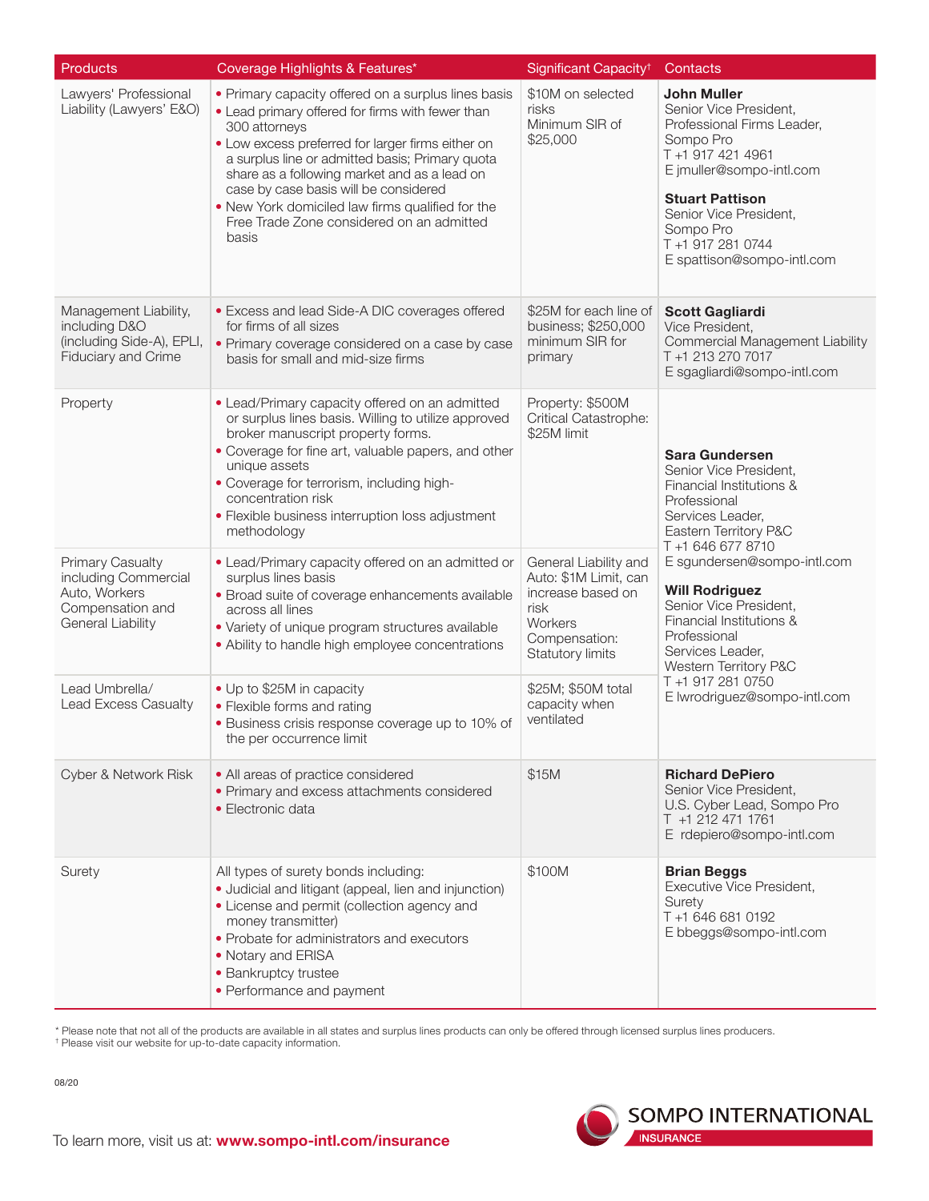| Products | Coverage Highlights & Features* | Significant Capacity† | Contacts |
|---|---|---|---|
| Lawyers' Professional Liability (Lawyers' E&O) | • Primary capacity offered on a surplus lines basis<br>• Lead primary offered for firms with fewer than 300 attorneys<br>• Low excess preferred for larger firms either on a surplus line or admitted basis; Primary quota share as a following market and as a lead on case by case basis will be considered<br>• New York domiciled law firms qualified for the Free Trade Zone considered on an admitted basis | $10M on selected risks<br>Minimum SIR of $25,000 | **John Muller**<br>Senior Vice President, Professional Firms Leader, Sompo Pro<br>T +1 917 421 4961<br>E jmuller@sompo-intl.com<br><br>**Stuart Pattison**<br>Senior Vice President, Sompo Pro<br>T +1 917 281 0744<br>E spattison@sompo-intl.com |
| Management Liability, including D&O (including Side-A), EPLI, Fiduciary and Crime | • Excess and lead Side-A DIC coverages offered for firms of all sizes<br>• Primary coverage considered on a case by case basis for small and mid-size firms | $25M for each line of business; $250,000 minimum SIR for primary | **Scott Gagliardi**<br>Vice President, Commercial Management Liability<br>T +1 213 270 7017<br>E sgagliardi@sompo-intl.com |
| Property | • Lead/Primary capacity offered on an admitted or surplus lines basis. Willing to utilize approved broker manuscript property forms.<br>• Coverage for fine art, valuable papers, and other unique assets<br>• Coverage for terrorism, including high-concentration risk<br>• Flexible business interruption loss adjustment methodology | Property: $500M<br>Critical Catastrophe: $25M limit | **Sara Gundersen**<br>Senior Vice President, Financial Institutions & Professional Services Leader, Eastern Territory P&C<br>T +1 646 677 8710<br>E sgundersen@sompo-intl.com<br><br>**Will Rodriguez**<br>Senior Vice President, Financial Institutions & Professional Services Leader, Western Territory P&C<br>T +1 917 281 0750<br>E lwrodriguez@sompo-intl.com |
| Primary Casualty including Commercial Auto, Workers Compensation and General Liability | • Lead/Primary capacity offered on an admitted or surplus lines basis<br>• Broad suite of coverage enhancements available across all lines<br>• Variety of unique program structures available<br>• Ability to handle high employee concentrations | General Liability and Auto: $1M Limit, can increase based on risk<br>Workers Compensation: Statutory limits | |
| Lead Umbrella/ Lead Excess Casualty | • Up to $25M in capacity<br>• Flexible forms and rating<br>• Business crisis response coverage up to 10% of the per occurrence limit | $25M; $50M total capacity when ventilated | |
| Cyber & Network Risk | • All areas of practice considered<br>• Primary and excess attachments considered<br>• Electronic data | $15M | **Richard DePiero**<br>Senior Vice President, U.S. Cyber Lead, Sompo Pro<br>T +1 212 471 1761<br>E rdepiero@sompo-intl.com |
| Surety | All types of surety bonds including:<br>• Judicial and litigant (appeal, lien and injunction)<br>• License and permit (collection agency and money transmitter)<br>• Probate for administrators and executors<br>• Notary and ERISA<br>• Bankruptcy trustee<br>• Performance and payment | $100M | **Brian Beggs**<br>Executive Vice President, Surety<br>T +1 646 681 0192<br>E bbeggs@sompo-intl.com |

\* Please note that not all of the products are available in all states and surplus lines products can only be offered through licensed surplus lines producers.
† Please visit our website for up-to-date capacity information.

08/20

To learn more, visit us at: **www.sompo-intl.com/insurance**

SOMPO INTERNATIONAL INSURANCE